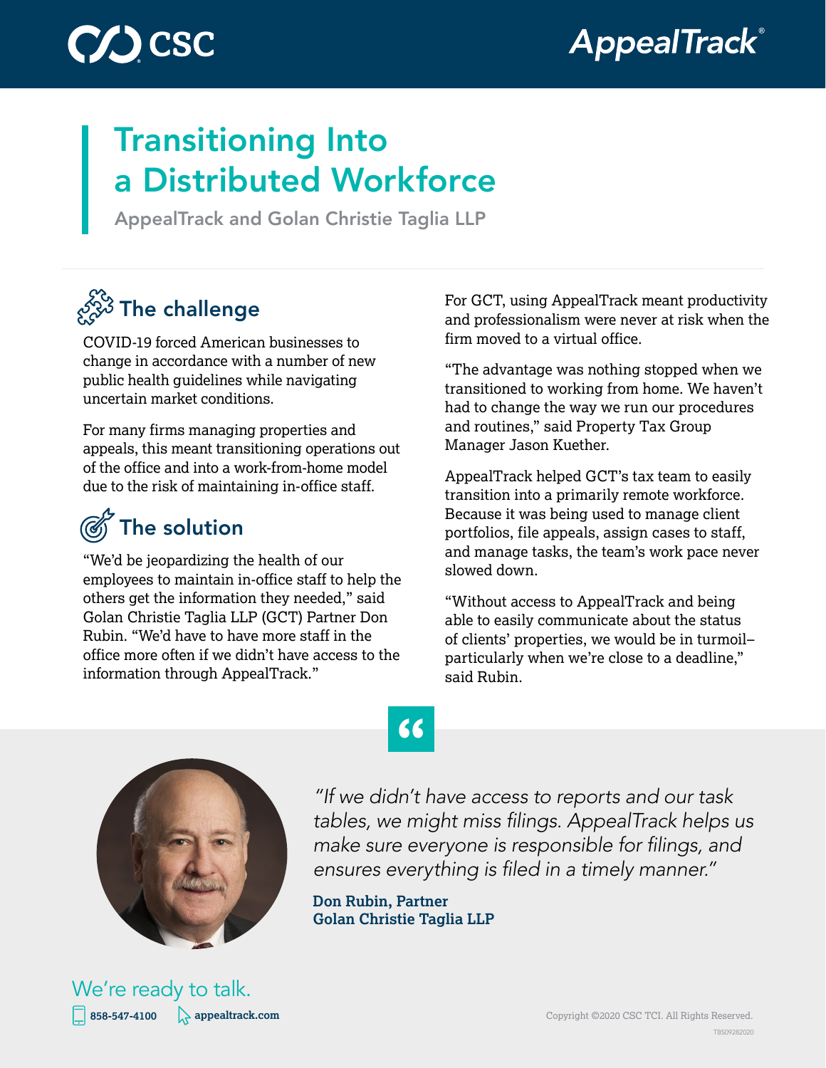CSC

AppealTrack®

# Transitioning Into a Distributed Workforce

AppealTrack and Golan Christie Taglia LLP

## The challenge

COVID-19 forced American businesses to change in accordance with a number of new public health guidelines while navigating uncertain market conditions.

For many firms managing properties and appeals, this meant transitioning operations out of the office and into a work-from-home model due to the risk of maintaining in-office staff.

## The solution

"We'd be jeopardizing the health of our employees to maintain in-office staff to help the others get the information they needed," said Golan Christie Taglia LLP (GCT) Partner Don Rubin. "We'd have to have more staff in the office more often if we didn't have access to the information through AppealTrack."

For GCT, using AppealTrack meant productivity and professionalism were never at risk when the firm moved to a virtual office.

"The advantage was nothing stopped when we transitioned to working from home. We haven't had to change the way we run our procedures and routines," said Property Tax Group Manager Jason Kuether.

AppealTrack helped GCT's tax team to easily transition into a primarily remote workforce. Because it was being used to manage client portfolios, file appeals, assign cases to staff, and manage tasks, the team's work pace never slowed down.

"Without access to AppealTrack and being able to easily communicate about the status of clients' properties, we would be in turmoil–particularly when we're close to a deadline," said Rubin.

> *"If we didn't have access to reports and our task tables, we might miss filings. AppealTrack helps us make sure everyone is responsible for filings, and ensures everything is filed in a timely manner."*
>
> **Don Rubin, Partner**
> **Golan Christie Taglia LLP**

We're ready to talk.

**858-547-4100** **appealtrack.com**

Copyright ©2020 CSC TCI. All Rights Reserved.

TBS09282020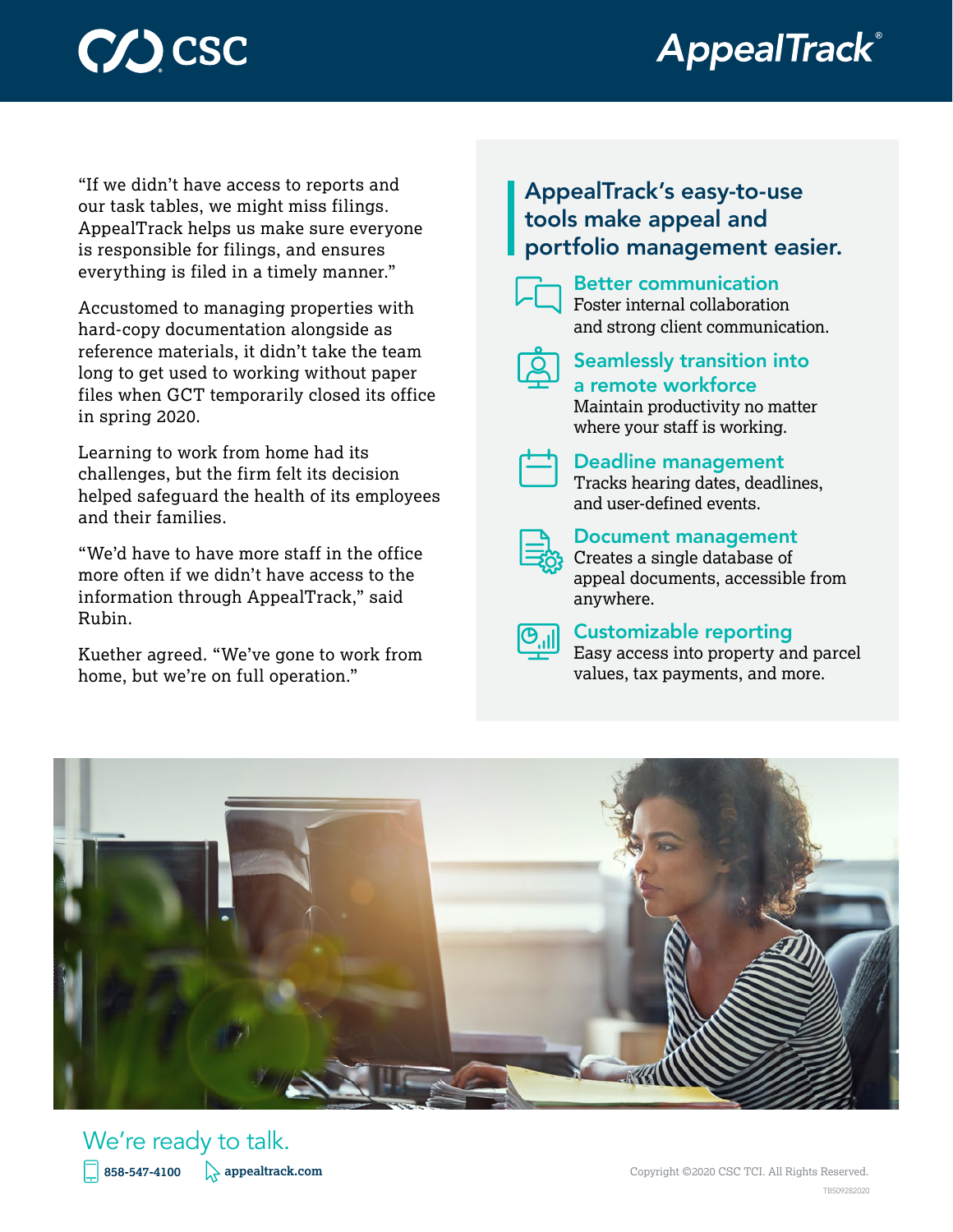CSC

AppealTrack®

"If we didn't have access to reports and our task tables, we might miss filings. AppealTrack helps us make sure everyone is responsible for filings, and ensures everything is filed in a timely manner."

Accustomed to managing properties with hard-copy documentation alongside as reference materials, it didn't take the team long to get used to working without paper files when GCT temporarily closed its office in spring 2020.

Learning to work from home had its challenges, but the firm felt its decision helped safeguard the health of its employees and their families.

"We'd have to have more staff in the office more often if we didn't have access to the information through AppealTrack," said Rubin.

Kuether agreed. "We've gone to work from home, but we're on full operation."

## AppealTrack's easy-to-use tools make appeal and portfolio management easier.

### Better communication
Foster internal collaboration and strong client communication.

### Seamlessly transition into a remote workforce
Maintain productivity no matter where your staff is working.

### Deadline management
Tracks hearing dates, deadlines, and user-defined events.

### Document management
Creates a single database of appeal documents, accessible from anywhere.

### Customizable reporting
Easy access into property and parcel values, tax payments, and more.

## We're ready to talk.

**858-547-4100** **appealtrack.com**

Copyright ©2020 CSC TCI. All Rights Reserved.

TBS09282020